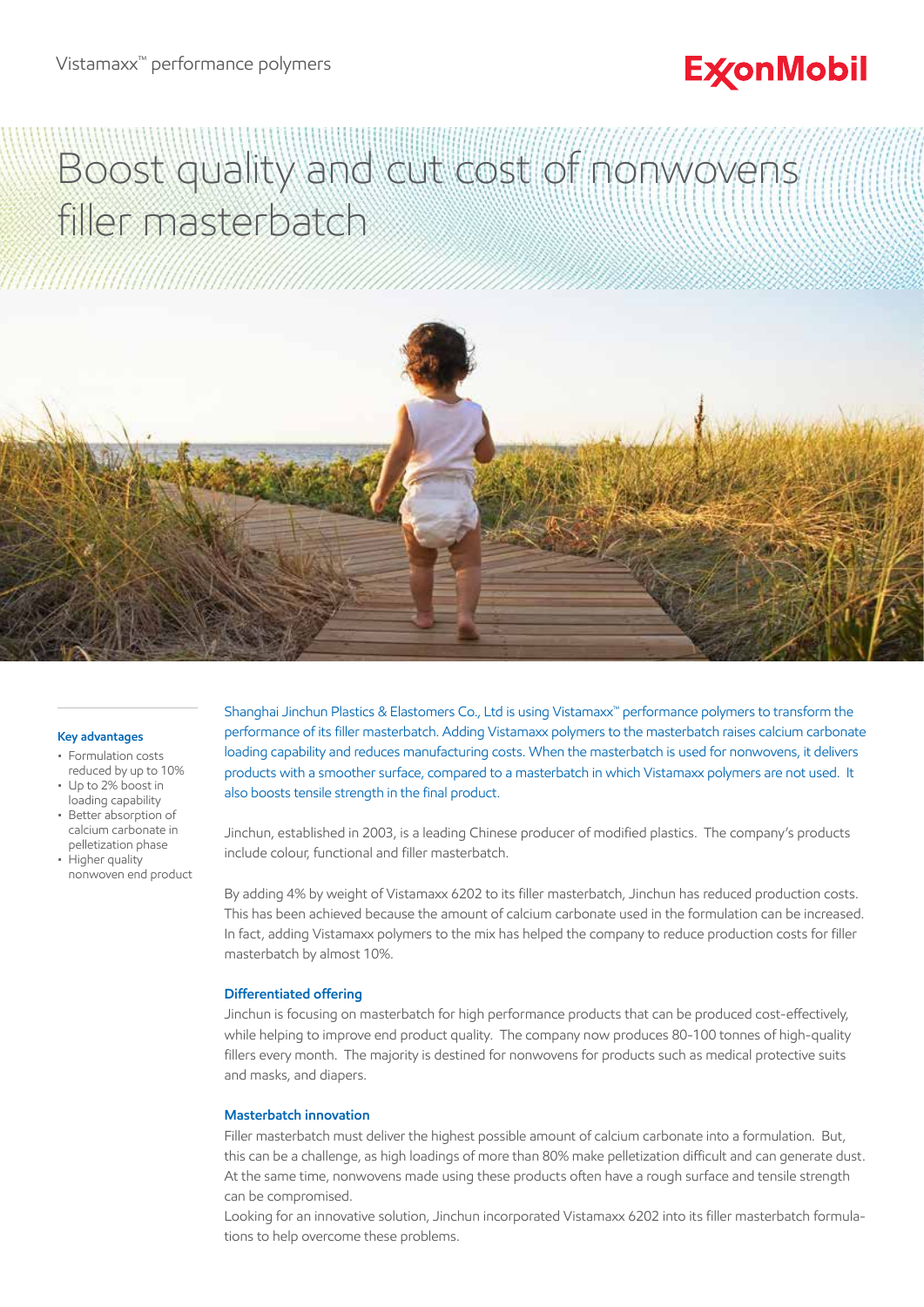Vistamaxx™ performance polymers

ExxonMobil

# Boost quality and cut cost of nonwovens filler masterbatch

**Key advantages**

- Formulation costs reduced by up to 10%
- Up to 2% boost in loading capability
- Better absorption of calcium carbonate in pelletization phase
- Higher quality nonwoven end product

Shanghai Jinchun Plastics & Elastomers Co., Ltd is using Vistamaxx™ performance polymers to transform the performance of its filler masterbatch. Adding Vistamaxx polymers to the masterbatch raises calcium carbonate loading capability and reduces manufacturing costs. When the masterbatch is used for nonwovens, it delivers products with a smoother surface, compared to a masterbatch in which Vistamaxx polymers are not used. It also boosts tensile strength in the final product.

Jinchun, established in 2003, is a leading Chinese producer of modified plastics. The company's products include colour, functional and filler masterbatch.

By adding 4% by weight of Vistamaxx 6202 to its filler masterbatch, Jinchun has reduced production costs. This has been achieved because the amount of calcium carbonate used in the formulation can be increased. In fact, adding Vistamaxx polymers to the mix has helped the company to reduce production costs for filler masterbatch by almost 10%.

### Differentiated offering

Jinchun is focusing on masterbatch for high performance products that can be produced cost-effectively, while helping to improve end product quality. The company now produces 80-100 tonnes of high-quality fillers every month. The majority is destined for nonwovens for products such as medical protective suits and masks, and diapers.

### Masterbatch innovation

Filler masterbatch must deliver the highest possible amount of calcium carbonate into a formulation. But, this can be a challenge, as high loadings of more than 80% make pelletization difficult and can generate dust. At the same time, nonwovens made using these products often have a rough surface and tensile strength can be compromised.

Looking for an innovative solution, Jinchun incorporated Vistamaxx 6202 into its filler masterbatch formulations to help overcome these problems.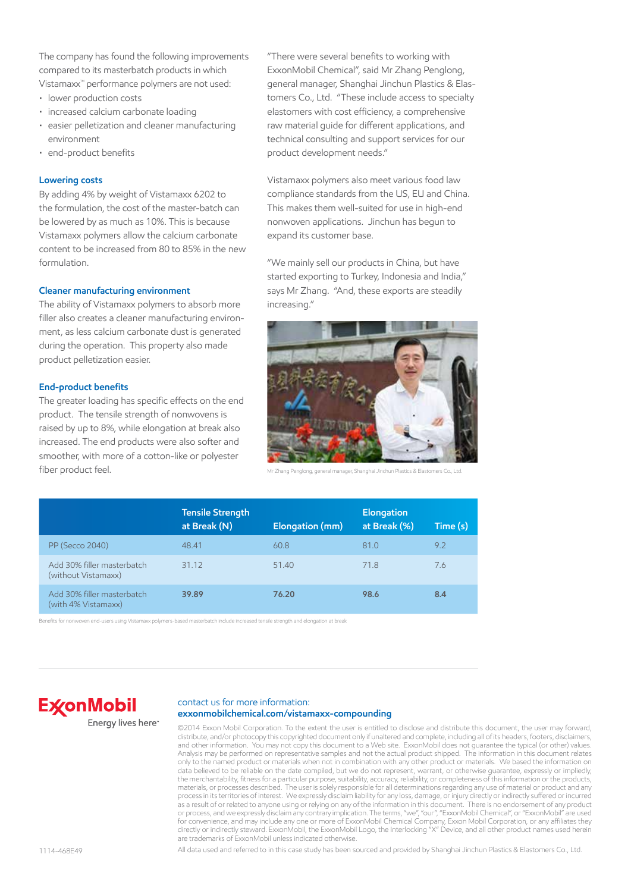The company has found the following improvements compared to its masterbatch products in which Vistamaxx™ performance polymers are not used:

- lower production costs
- increased calcium carbonate loading
- easier pelletization and cleaner manufacturing environment
- end-product benefits

### Lowering costs

By adding 4% by weight of Vistamaxx 6202 to the formulation, the cost of the master-batch can be lowered by as much as 10%. This is because Vistamaxx polymers allow the calcium carbonate content to be increased from 80 to 85% in the new formulation.

### Cleaner manufacturing environment

The ability of Vistamaxx polymers to absorb more filler also creates a cleaner manufacturing environment, as less calcium carbonate dust is generated during the operation. This property also made product pelletization easier.

### End-product benefits

The greater loading has specific effects on the end product. The tensile strength of nonwovens is raised by up to 8%, while elongation at break also increased. The end products were also softer and smoother, with more of a cotton-like or polyester fiber product feel.

"There were several benefits to working with ExxonMobil Chemical", said Mr Zhang Penglong, general manager, Shanghai Jinchun Plastics & Elastomers Co., Ltd. "These include access to specialty elastomers with cost efficiency, a comprehensive raw material guide for different applications, and technical consulting and support services for our product development needs."

Vistamaxx polymers also meet various food law compliance standards from the US, EU and China. This makes them well-suited for use in high-end nonwoven applications. Jinchun has begun to expand its customer base.

"We mainly sell our products in China, but have started exporting to Turkey, Indonesia and India," says Mr Zhang. "And, these exports are steadily increasing."

Mr Zhang Penglong, general manager, Shanghai Jinchun Plastics & Elastomers Co., Ltd.

| | Tensile Strength at Break (N) | Elongation (mm) | Elongation at Break (%) | Time (s) |
|---|---|---|---|---|
| PP (Secco 2040) | 48.41 | 60.8 | 81.0 | 9.2 |
| Add 30% filler masterbatch (without Vistamaxx) | 31.12 | 51.40 | 71.8 | 7.6 |
| Add 30% filler masterbatch (with 4% Vistamaxx) | **39.89** | **76.20** | **98.6** | **8.4** |

Benefits for nonwoven end-users using Vistamaxx polymers-based masterbatch include increased tensile strength and elongation at break

ExxonMobil
Energy lives here™

contact us for more information:
**exxonmobilchemical.com/vistamaxx-compounding**

©2014 Exxon Mobil Corporation. To the extent the user is entitled to disclose and distribute this document, the user may forward, distribute, and/or photocopy this copyrighted document only if unaltered and complete, including all of its headers, footers, disclaimers, and other information. You may not copy this document to a Web site. ExxonMobil does not guarantee the typical (or other) values. Analysis may be performed on representative samples and not the actual product shipped. The information in this document relates only to the named product or materials when not in combination with any other product or materials. We based the information on data believed to be reliable on the date compiled, but we do not represent, warrant, or otherwise guarantee, expressly or impliedly, the merchantability, fitness for a particular purpose, suitability, accuracy, reliability, or completeness of this information or the products, materials, or processes described. The user is solely responsible for all determinations regarding any use of material or product and any process in its territories of interest. We expressly disclaim liability for any loss, damage, or injury directly or indirectly suffered or incurred as a result of or related to anyone using or relying on any of the information in this document. There is no endorsement of any product or process, and we expressly disclaim any contrary implication. The terms, "we", "our", "ExxonMobil Chemical", or "ExxonMobil" are used for convenience, and may include any one or more of ExxonMobil Chemical Company, Exxon Mobil Corporation, or any affiliates they directly or indirectly steward. ExxonMobil, the ExxonMobil Logo, the Interlocking "X" Device, and all other product names used herein are trademarks of ExxonMobil unless indicated otherwise.

1114-468E49

All data used and referred to in this case study has been sourced and provided by Shanghai Jinchun Plastics & Elastomers Co., Ltd.